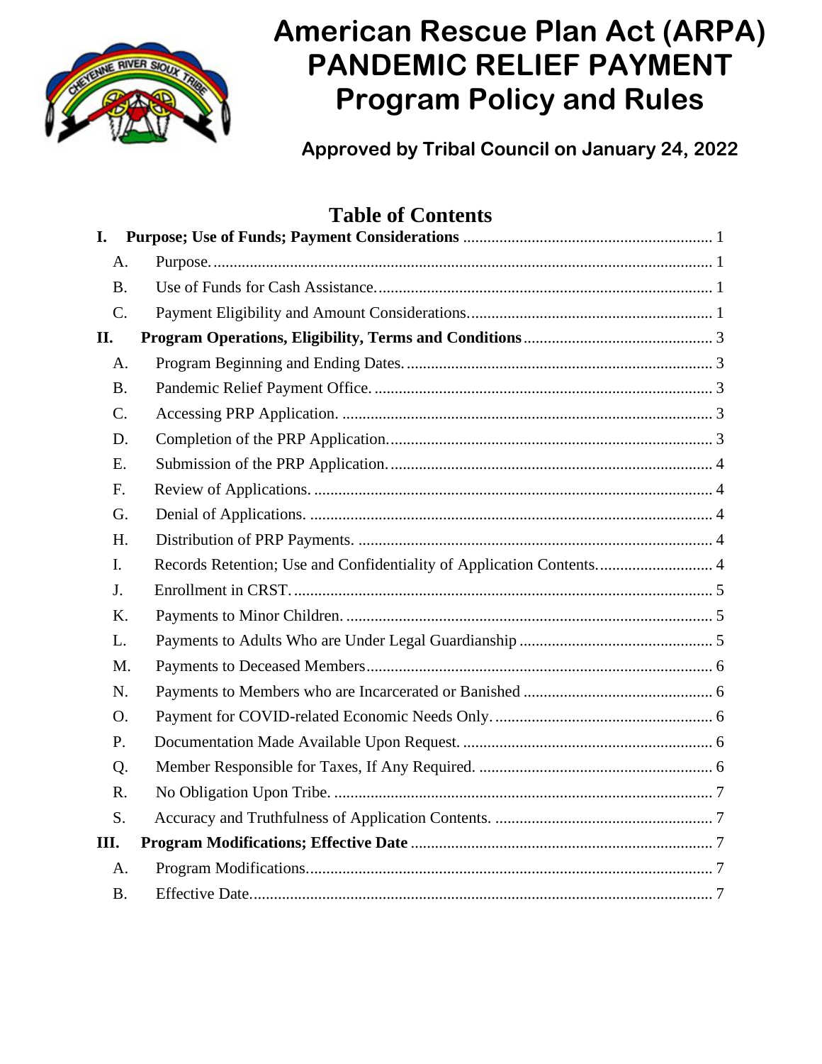# American Rescue Plan Act (ARPA) PANDEMIC RELIEF PAYMENT Program Policy and Rules

**Approved by Tribal Council on January 24, 2022**

## Table of Contents

**I. Purpose; Use of Funds; Payment Considerations** ..... 1

- A. Purpose. ..... 1
- B. Use of Funds for Cash Assistance. ..... 1
- C. Payment Eligibility and Amount Considerations. ..... 1

**II. Program Operations, Eligibility, Terms and Conditions** ..... 3

- A. Program Beginning and Ending Dates. ..... 3
- B. Pandemic Relief Payment Office. ..... 3
- C. Accessing PRP Application. ..... 3
- D. Completion of the PRP Application. ..... 3
- E. Submission of the PRP Application. ..... 4
- F. Review of Applications. ..... 4
- G. Denial of Applications. ..... 4
- H. Distribution of PRP Payments. ..... 4
- I. Records Retention; Use and Confidentiality of Application Contents. ..... 4
- J. Enrollment in CRST. ..... 5
- K. Payments to Minor Children. ..... 5
- L. Payments to Adults Who are Under Legal Guardianship ..... 5
- M. Payments to Deceased Members ..... 6
- N. Payments to Members who are Incarcerated or Banished ..... 6
- O. Payment for COVID-related Economic Needs Only. ..... 6
- P. Documentation Made Available Upon Request. ..... 6
- Q. Member Responsible for Taxes, If Any Required. ..... 6
- R. No Obligation Upon Tribe. ..... 7
- S. Accuracy and Truthfulness of Application Contents. ..... 7

**III. Program Modifications; Effective Date** ..... 7

- A. Program Modifications. ..... 7
- B. Effective Date. ..... 7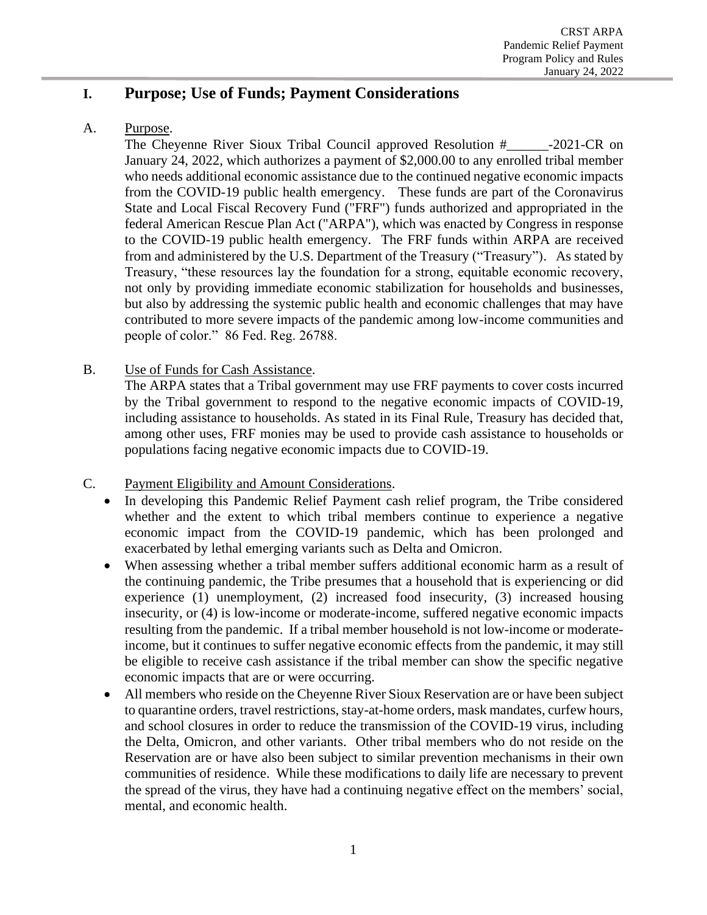# I. Purpose; Use of Funds; Payment Considerations

A. Purpose.

The Cheyenne River Sioux Tribal Council approved Resolution #______-2021-CR on January 24, 2022, which authorizes a payment of $2,000.00 to any enrolled tribal member who needs additional economic assistance due to the continued negative economic impacts from the COVID-19 public health emergency. These funds are part of the Coronavirus State and Local Fiscal Recovery Fund ("FRF") funds authorized and appropriated in the federal American Rescue Plan Act ("ARPA"), which was enacted by Congress in response to the COVID-19 public health emergency. The FRF funds within ARPA are received from and administered by the U.S. Department of the Treasury ("Treasury"). As stated by Treasury, "these resources lay the foundation for a strong, equitable economic recovery, not only by providing immediate economic stabilization for households and businesses, but also by addressing the systemic public health and economic challenges that may have contributed to more severe impacts of the pandemic among low-income communities and people of color." 86 Fed. Reg. 26788.

B. Use of Funds for Cash Assistance.

The ARPA states that a Tribal government may use FRF payments to cover costs incurred by the Tribal government to respond to the negative economic impacts of COVID-19, including assistance to households. As stated in its Final Rule, Treasury has decided that, among other uses, FRF monies may be used to provide cash assistance to households or populations facing negative economic impacts due to COVID-19.

C. Payment Eligibility and Amount Considerations.

- In developing this Pandemic Relief Payment cash relief program, the Tribe considered whether and the extent to which tribal members continue to experience a negative economic impact from the COVID-19 pandemic, which has been prolonged and exacerbated by lethal emerging variants such as Delta and Omicron.
- When assessing whether a tribal member suffers additional economic harm as a result of the continuing pandemic, the Tribe presumes that a household that is experiencing or did experience (1) unemployment, (2) increased food insecurity, (3) increased housing insecurity, or (4) is low-income or moderate-income, suffered negative economic impacts resulting from the pandemic. If a tribal member household is not low-income or moderate-income, but it continues to suffer negative economic effects from the pandemic, it may still be eligible to receive cash assistance if the tribal member can show the specific negative economic impacts that are or were occurring.
- All members who reside on the Cheyenne River Sioux Reservation are or have been subject to quarantine orders, travel restrictions, stay-at-home orders, mask mandates, curfew hours, and school closures in order to reduce the transmission of the COVID-19 virus, including the Delta, Omicron, and other variants. Other tribal members who do not reside on the Reservation are or have also been subject to similar prevention mechanisms in their own communities of residence. While these modifications to daily life are necessary to prevent the spread of the virus, they have had a continuing negative effect on the members' social, mental, and economic health.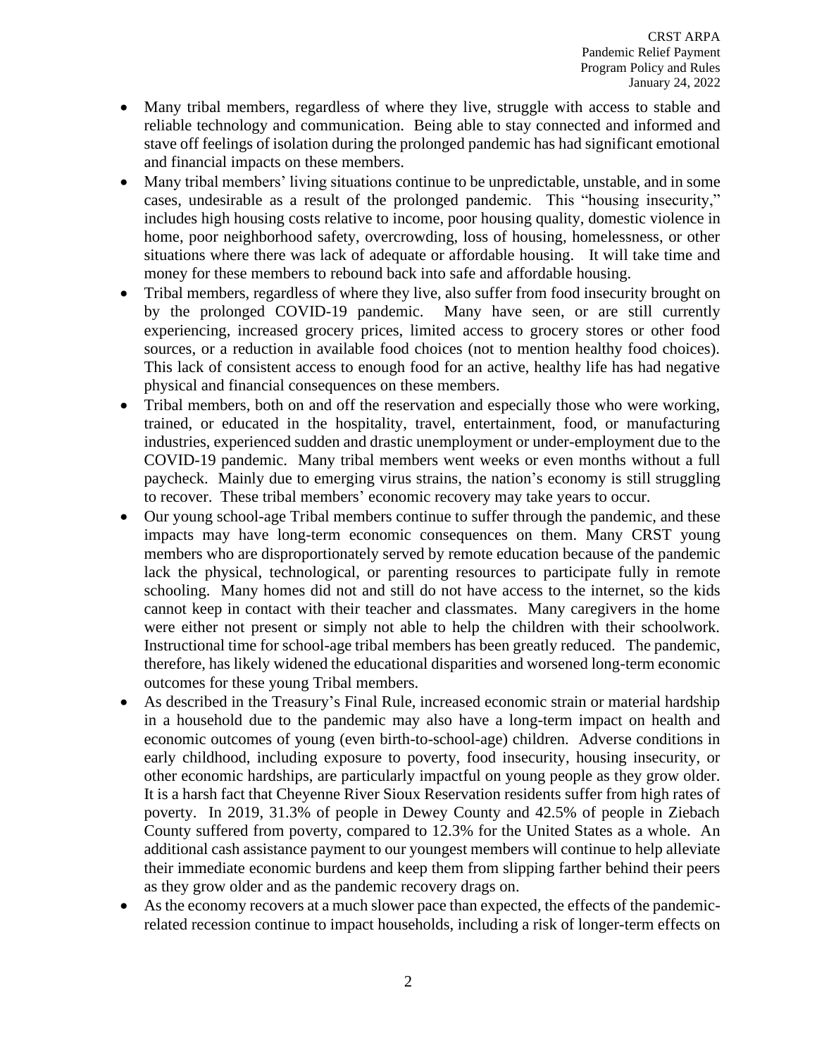- Many tribal members, regardless of where they live, struggle with access to stable and reliable technology and communication. Being able to stay connected and informed and stave off feelings of isolation during the prolonged pandemic has had significant emotional and financial impacts on these members.
- Many tribal members' living situations continue to be unpredictable, unstable, and in some cases, undesirable as a result of the prolonged pandemic. This "housing insecurity," includes high housing costs relative to income, poor housing quality, domestic violence in home, poor neighborhood safety, overcrowding, loss of housing, homelessness, or other situations where there was lack of adequate or affordable housing. It will take time and money for these members to rebound back into safe and affordable housing.
- Tribal members, regardless of where they live, also suffer from food insecurity brought on by the prolonged COVID-19 pandemic. Many have seen, or are still currently experiencing, increased grocery prices, limited access to grocery stores or other food sources, or a reduction in available food choices (not to mention healthy food choices). This lack of consistent access to enough food for an active, healthy life has had negative physical and financial consequences on these members.
- Tribal members, both on and off the reservation and especially those who were working, trained, or educated in the hospitality, travel, entertainment, food, or manufacturing industries, experienced sudden and drastic unemployment or under-employment due to the COVID-19 pandemic. Many tribal members went weeks or even months without a full paycheck. Mainly due to emerging virus strains, the nation's economy is still struggling to recover. These tribal members' economic recovery may take years to occur.
- Our young school-age Tribal members continue to suffer through the pandemic, and these impacts may have long-term economic consequences on them. Many CRST young members who are disproportionately served by remote education because of the pandemic lack the physical, technological, or parenting resources to participate fully in remote schooling. Many homes did not and still do not have access to the internet, so the kids cannot keep in contact with their teacher and classmates. Many caregivers in the home were either not present or simply not able to help the children with their schoolwork. Instructional time for school-age tribal members has been greatly reduced. The pandemic, therefore, has likely widened the educational disparities and worsened long-term economic outcomes for these young Tribal members.
- As described in the Treasury's Final Rule, increased economic strain or material hardship in a household due to the pandemic may also have a long-term impact on health and economic outcomes of young (even birth-to-school-age) children. Adverse conditions in early childhood, including exposure to poverty, food insecurity, housing insecurity, or other economic hardships, are particularly impactful on young people as they grow older. It is a harsh fact that Cheyenne River Sioux Reservation residents suffer from high rates of poverty. In 2019, 31.3% of people in Dewey County and 42.5% of people in Ziebach County suffered from poverty, compared to 12.3% for the United States as a whole. An additional cash assistance payment to our youngest members will continue to help alleviate their immediate economic burdens and keep them from slipping farther behind their peers as they grow older and as the pandemic recovery drags on.
- As the economy recovers at a much slower pace than expected, the effects of the pandemic-related recession continue to impact households, including a risk of longer-term effects on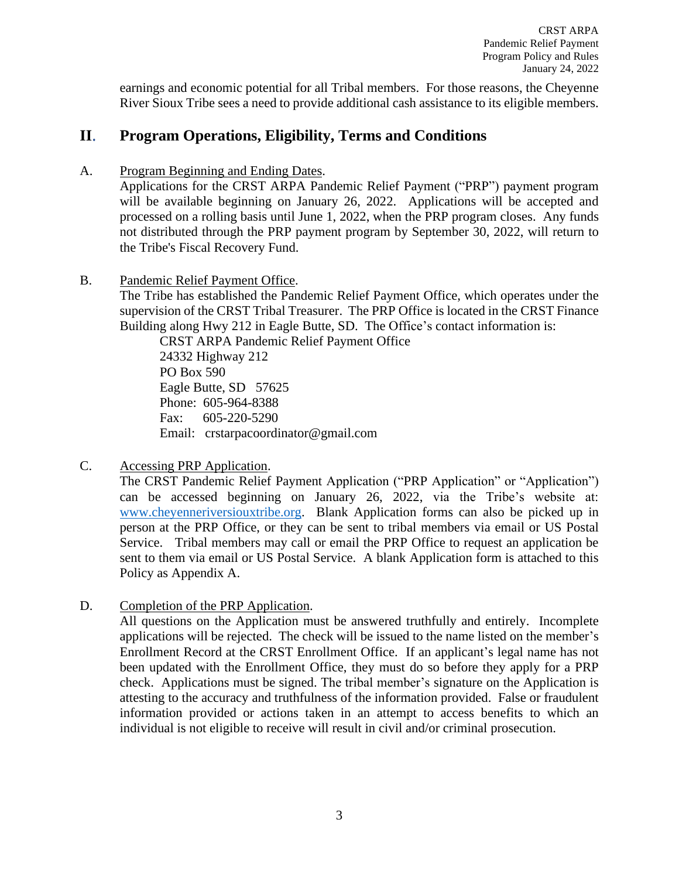earnings and economic potential for all Tribal members. For those reasons, the Cheyenne River Sioux Tribe sees a need to provide additional cash assistance to its eligible members.

## II. Program Operations, Eligibility, Terms and Conditions

A. Program Beginning and Ending Dates.

Applications for the CRST ARPA Pandemic Relief Payment ("PRP") payment program will be available beginning on January 26, 2022. Applications will be accepted and processed on a rolling basis until June 1, 2022, when the PRP program closes. Any funds not distributed through the PRP payment program by September 30, 2022, will return to the Tribe's Fiscal Recovery Fund.

B. Pandemic Relief Payment Office.

The Tribe has established the Pandemic Relief Payment Office, which operates under the supervision of the CRST Tribal Treasurer. The PRP Office is located in the CRST Finance Building along Hwy 212 in Eagle Butte, SD. The Office's contact information is:

CRST ARPA Pandemic Relief Payment Office
24332 Highway 212
PO Box 590
Eagle Butte, SD 57625
Phone: 605-964-8388
Fax: 605-220-5290
Email: crstarpacoordinator@gmail.com

C. Accessing PRP Application.

The CRST Pandemic Relief Payment Application ("PRP Application" or "Application") can be accessed beginning on January 26, 2022, via the Tribe's website at: www.cheyenneriversiouxtribe.org. Blank Application forms can also be picked up in person at the PRP Office, or they can be sent to tribal members via email or US Postal Service. Tribal members may call or email the PRP Office to request an application be sent to them via email or US Postal Service. A blank Application form is attached to this Policy as Appendix A.

D. Completion of the PRP Application.

All questions on the Application must be answered truthfully and entirely. Incomplete applications will be rejected. The check will be issued to the name listed on the member's Enrollment Record at the CRST Enrollment Office. If an applicant's legal name has not been updated with the Enrollment Office, they must do so before they apply for a PRP check. Applications must be signed. The tribal member's signature on the Application is attesting to the accuracy and truthfulness of the information provided. False or fraudulent information provided or actions taken in an attempt to access benefits to which an individual is not eligible to receive will result in civil and/or criminal prosecution.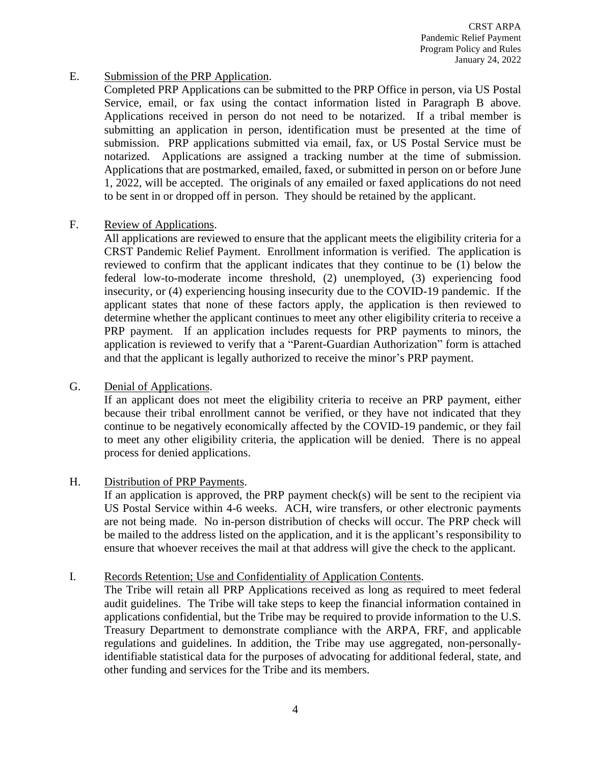E. <u>Submission of the PRP Application</u>.

Completed PRP Applications can be submitted to the PRP Office in person, via US Postal Service, email, or fax using the contact information listed in Paragraph B above. Applications received in person do not need to be notarized. If a tribal member is submitting an application in person, identification must be presented at the time of submission. PRP applications submitted via email, fax, or US Postal Service must be notarized. Applications are assigned a tracking number at the time of submission. Applications that are postmarked, emailed, faxed, or submitted in person on or before June 1, 2022, will be accepted. The originals of any emailed or faxed applications do not need to be sent in or dropped off in person. They should be retained by the applicant.

F. <u>Review of Applications</u>.

All applications are reviewed to ensure that the applicant meets the eligibility criteria for a CRST Pandemic Relief Payment. Enrollment information is verified. The application is reviewed to confirm that the applicant indicates that they continue to be (1) below the federal low-to-moderate income threshold, (2) unemployed, (3) experiencing food insecurity, or (4) experiencing housing insecurity due to the COVID-19 pandemic. If the applicant states that none of these factors apply, the application is then reviewed to determine whether the applicant continues to meet any other eligibility criteria to receive a PRP payment. If an application includes requests for PRP payments to minors, the application is reviewed to verify that a "Parent-Guardian Authorization" form is attached and that the applicant is legally authorized to receive the minor's PRP payment.

G. <u>Denial of Applications</u>.

If an applicant does not meet the eligibility criteria to receive an PRP payment, either because their tribal enrollment cannot be verified, or they have not indicated that they continue to be negatively economically affected by the COVID-19 pandemic, or they fail to meet any other eligibility criteria, the application will be denied. There is no appeal process for denied applications.

H. <u>Distribution of PRP Payments</u>.

If an application is approved, the PRP payment check(s) will be sent to the recipient via US Postal Service within 4-6 weeks. ACH, wire transfers, or other electronic payments are not being made. No in-person distribution of checks will occur. The PRP check will be mailed to the address listed on the application, and it is the applicant's responsibility to ensure that whoever receives the mail at that address will give the check to the applicant.

I. <u>Records Retention; Use and Confidentiality of Application Contents</u>.

The Tribe will retain all PRP Applications received as long as required to meet federal audit guidelines. The Tribe will take steps to keep the financial information contained in applications confidential, but the Tribe may be required to provide information to the U.S. Treasury Department to demonstrate compliance with the ARPA, FRF, and applicable regulations and guidelines. In addition, the Tribe may use aggregated, non-personally-identifiable statistical data for the purposes of advocating for additional federal, state, and other funding and services for the Tribe and its members.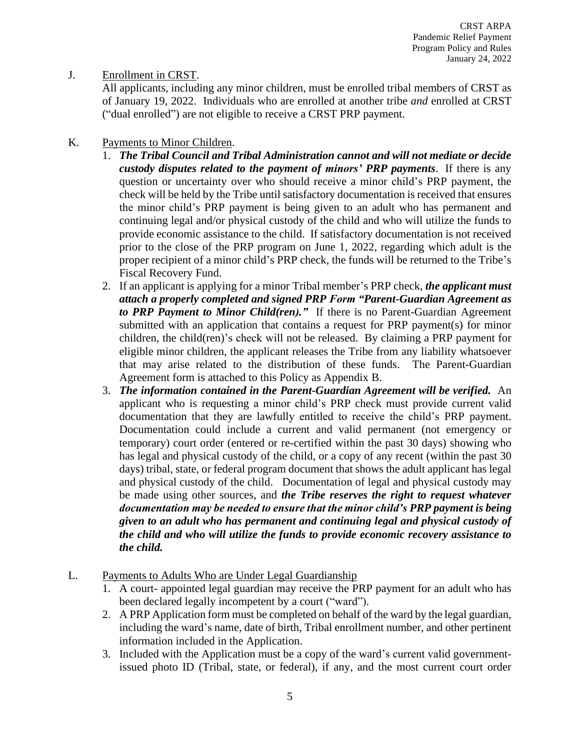J. <u>Enrollment in CRST</u>.

All applicants, including any minor children, must be enrolled tribal members of CRST as of January 19, 2022. Individuals who are enrolled at another tribe *and* enrolled at CRST ("dual enrolled") are not eligible to receive a CRST PRP payment.

K. <u>Payments to Minor Children</u>.

1. ***The Tribal Council and Tribal Administration cannot and will not mediate or decide custody disputes related to the payment of minors' PRP payments***. If there is any question or uncertainty over who should receive a minor child's PRP payment, the check will be held by the Tribe until satisfactory documentation is received that ensures the minor child's PRP payment is being given to an adult who has permanent and continuing legal and/or physical custody of the child and who will utilize the funds to provide economic assistance to the child. If satisfactory documentation is not received prior to the close of the PRP program on June 1, 2022, regarding which adult is the proper recipient of a minor child's PRP check, the funds will be returned to the Tribe's Fiscal Recovery Fund.
2. If an applicant is applying for a minor Tribal member's PRP check, ***the applicant must attach a properly completed and signed PRP Form "Parent-Guardian Agreement as to PRP Payment to Minor Child(ren)."*** If there is no Parent-Guardian Agreement submitted with an application that contains a request for PRP payment(s) for minor children, the child(ren)'s check will not be released. By claiming a PRP payment for eligible minor children, the applicant releases the Tribe from any liability whatsoever that may arise related to the distribution of these funds. The Parent-Guardian Agreement form is attached to this Policy as Appendix B.
3. ***The information contained in the Parent-Guardian Agreement will be verified.*** An applicant who is requesting a minor child's PRP check must provide current valid documentation that they are lawfully entitled to receive the child's PRP payment. Documentation could include a current and valid permanent (not emergency or temporary) court order (entered or re-certified within the past 30 days) showing who has legal and physical custody of the child, or a copy of any recent (within the past 30 days) tribal, state, or federal program document that shows the adult applicant has legal and physical custody of the child. Documentation of legal and physical custody may be made using other sources, and ***the Tribe reserves the right to request whatever documentation may be needed to ensure that the minor child's PRP payment is being given to an adult who has permanent and continuing legal and physical custody of the child and who will utilize the funds to provide economic recovery assistance to the child.***

L. <u>Payments to Adults Who are Under Legal Guardianship</u>

1. A court- appointed legal guardian may receive the PRP payment for an adult who has been declared legally incompetent by a court ("ward").
2. A PRP Application form must be completed on behalf of the ward by the legal guardian, including the ward's name, date of birth, Tribal enrollment number, and other pertinent information included in the Application.
3. Included with the Application must be a copy of the ward's current valid government-issued photo ID (Tribal, state, or federal), if any, and the most current court order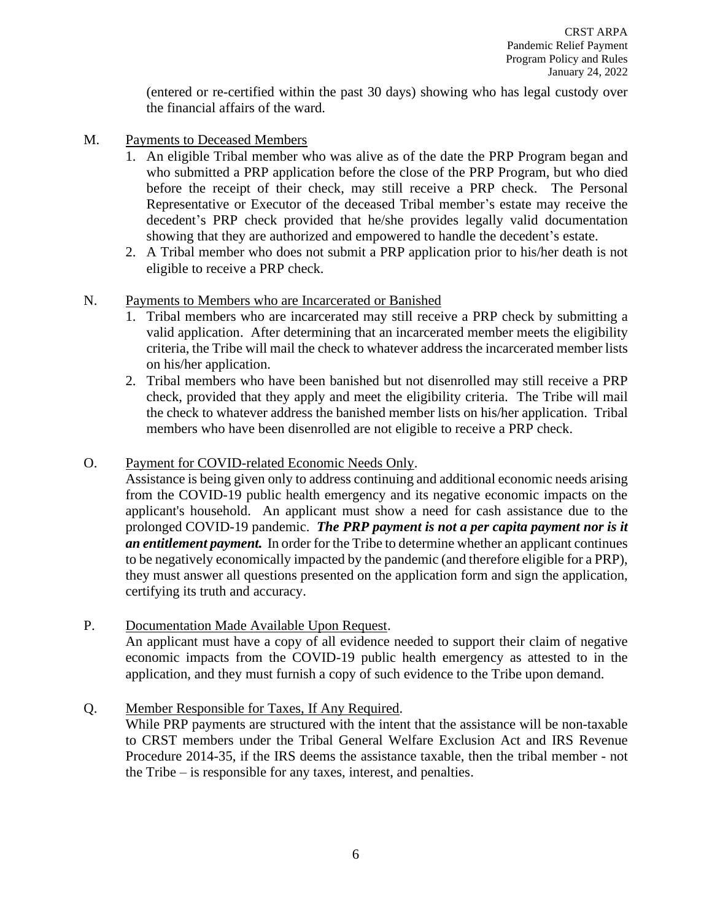(entered or re-certified within the past 30 days) showing who has legal custody over the financial affairs of the ward.

M. Payments to Deceased Members

1. An eligible Tribal member who was alive as of the date the PRP Program began and who submitted a PRP application before the close of the PRP Program, but who died before the receipt of their check, may still receive a PRP check. The Personal Representative or Executor of the deceased Tribal member's estate may receive the decedent's PRP check provided that he/she provides legally valid documentation showing that they are authorized and empowered to handle the decedent's estate.
2. A Tribal member who does not submit a PRP application prior to his/her death is not eligible to receive a PRP check.

N. Payments to Members who are Incarcerated or Banished

1. Tribal members who are incarcerated may still receive a PRP check by submitting a valid application. After determining that an incarcerated member meets the eligibility criteria, the Tribe will mail the check to whatever address the incarcerated member lists on his/her application.
2. Tribal members who have been banished but not disenrolled may still receive a PRP check, provided that they apply and meet the eligibility criteria. The Tribe will mail the check to whatever address the banished member lists on his/her application. Tribal members who have been disenrolled are not eligible to receive a PRP check.

O. Payment for COVID-related Economic Needs Only.

Assistance is being given only to address continuing and additional economic needs arising from the COVID-19 public health emergency and its negative economic impacts on the applicant's household. An applicant must show a need for cash assistance due to the prolonged COVID-19 pandemic. ***The PRP payment is not a per capita payment nor is it an entitlement payment.*** In order for the Tribe to determine whether an applicant continues to be negatively economically impacted by the pandemic (and therefore eligible for a PRP), they must answer all questions presented on the application form and sign the application, certifying its truth and accuracy.

P. Documentation Made Available Upon Request.

An applicant must have a copy of all evidence needed to support their claim of negative economic impacts from the COVID-19 public health emergency as attested to in the application, and they must furnish a copy of such evidence to the Tribe upon demand.

Q. Member Responsible for Taxes, If Any Required.

While PRP payments are structured with the intent that the assistance will be non-taxable to CRST members under the Tribal General Welfare Exclusion Act and IRS Revenue Procedure 2014-35, if the IRS deems the assistance taxable, then the tribal member - not the Tribe – is responsible for any taxes, interest, and penalties.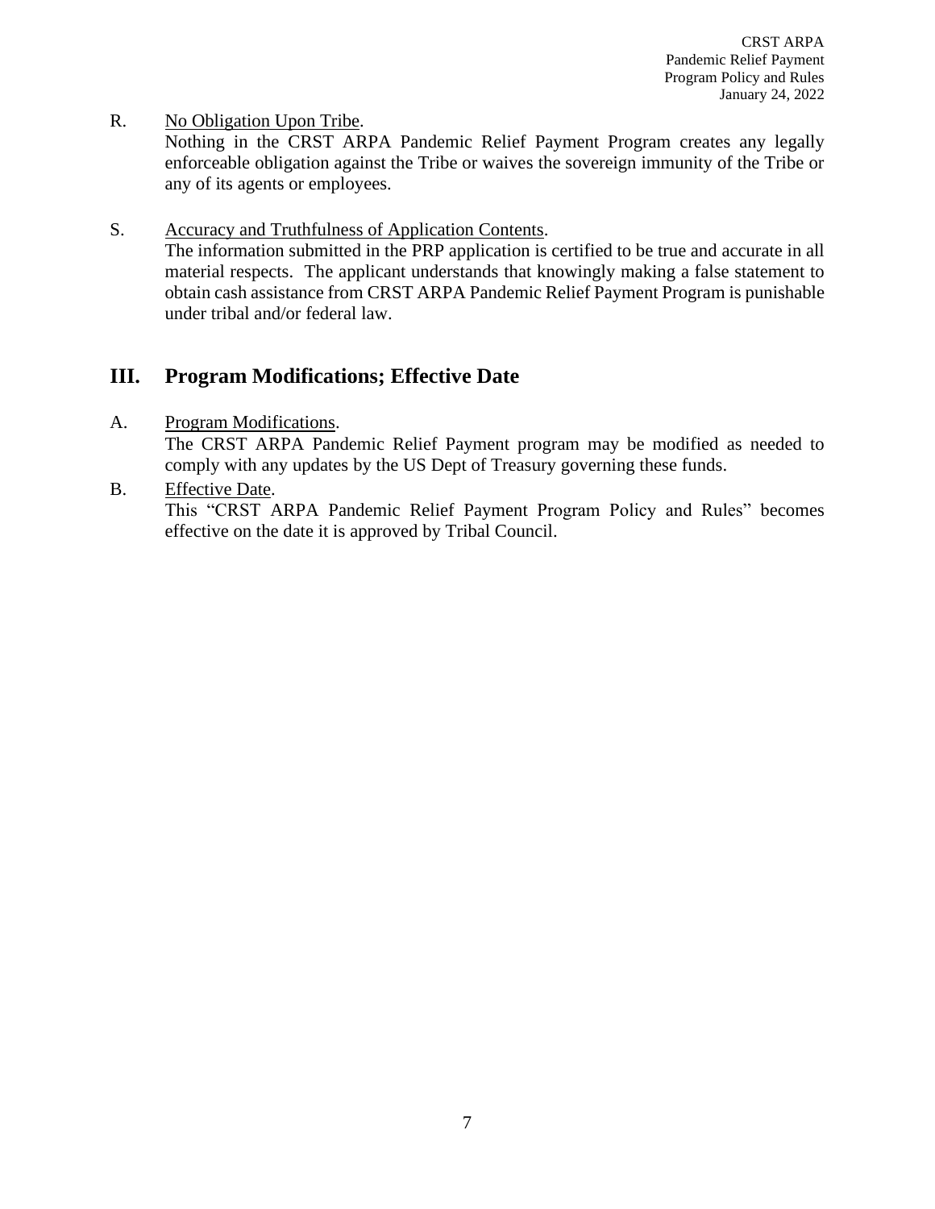R. No Obligation Upon Tribe.
Nothing in the CRST ARPA Pandemic Relief Payment Program creates any legally enforceable obligation against the Tribe or waives the sovereign immunity of the Tribe or any of its agents or employees.

S. Accuracy and Truthfulness of Application Contents.
The information submitted in the PRP application is certified to be true and accurate in all material respects. The applicant understands that knowingly making a false statement to obtain cash assistance from CRST ARPA Pandemic Relief Payment Program is punishable under tribal and/or federal law.

## III. Program Modifications; Effective Date

A. Program Modifications.
The CRST ARPA Pandemic Relief Payment program may be modified as needed to comply with any updates by the US Dept of Treasury governing these funds.

B. Effective Date.
This "CRST ARPA Pandemic Relief Payment Program Policy and Rules" becomes effective on the date it is approved by Tribal Council.